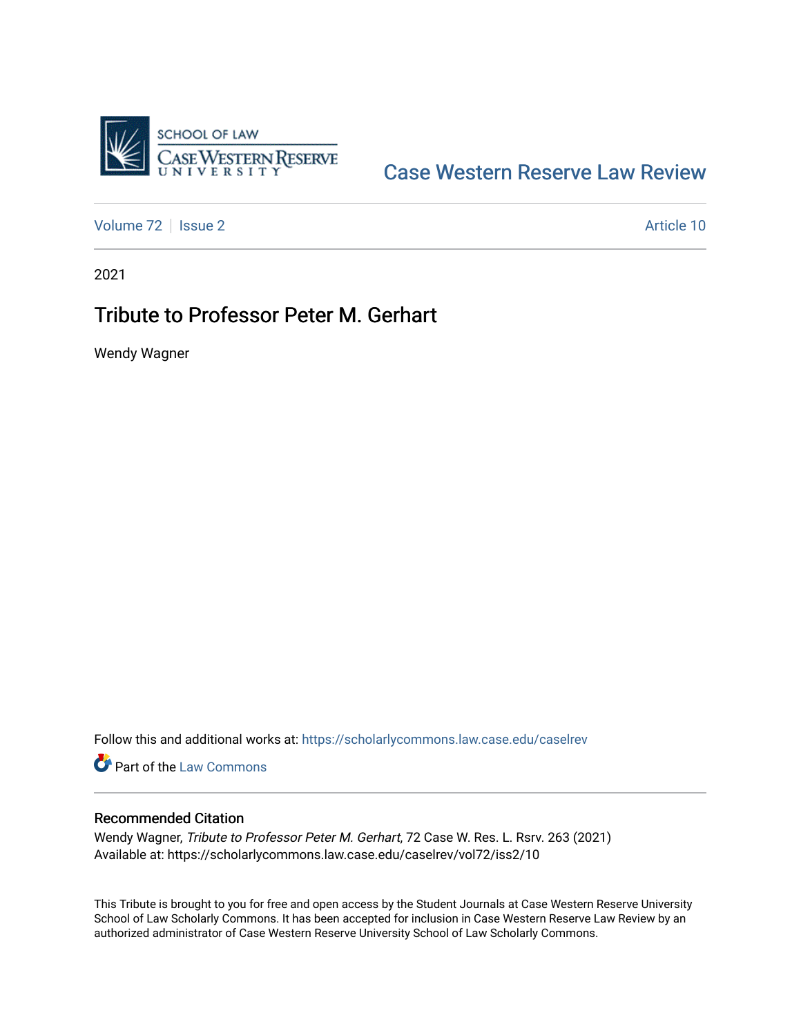Case Western Reserve Law Review

Volume 72 | Issue 2 | Article 10

2021

# Tribute to Professor Peter M. Gerhart

Wendy Wagner

Follow this and additional works at: https://scholarlycommons.law.case.edu/caselrev

Part of the Law Commons

## Recommended Citation

Wendy Wagner, *Tribute to Professor Peter M. Gerhart*, 72 Case W. Res. L. Rsrv. 263 (2021)
Available at: https://scholarlycommons.law.case.edu/caselrev/vol72/iss2/10

This Tribute is brought to you for free and open access by the Student Journals at Case Western Reserve University School of Law Scholarly Commons. It has been accepted for inclusion in Case Western Reserve Law Review by an authorized administrator of Case Western Reserve University School of Law Scholarly Commons.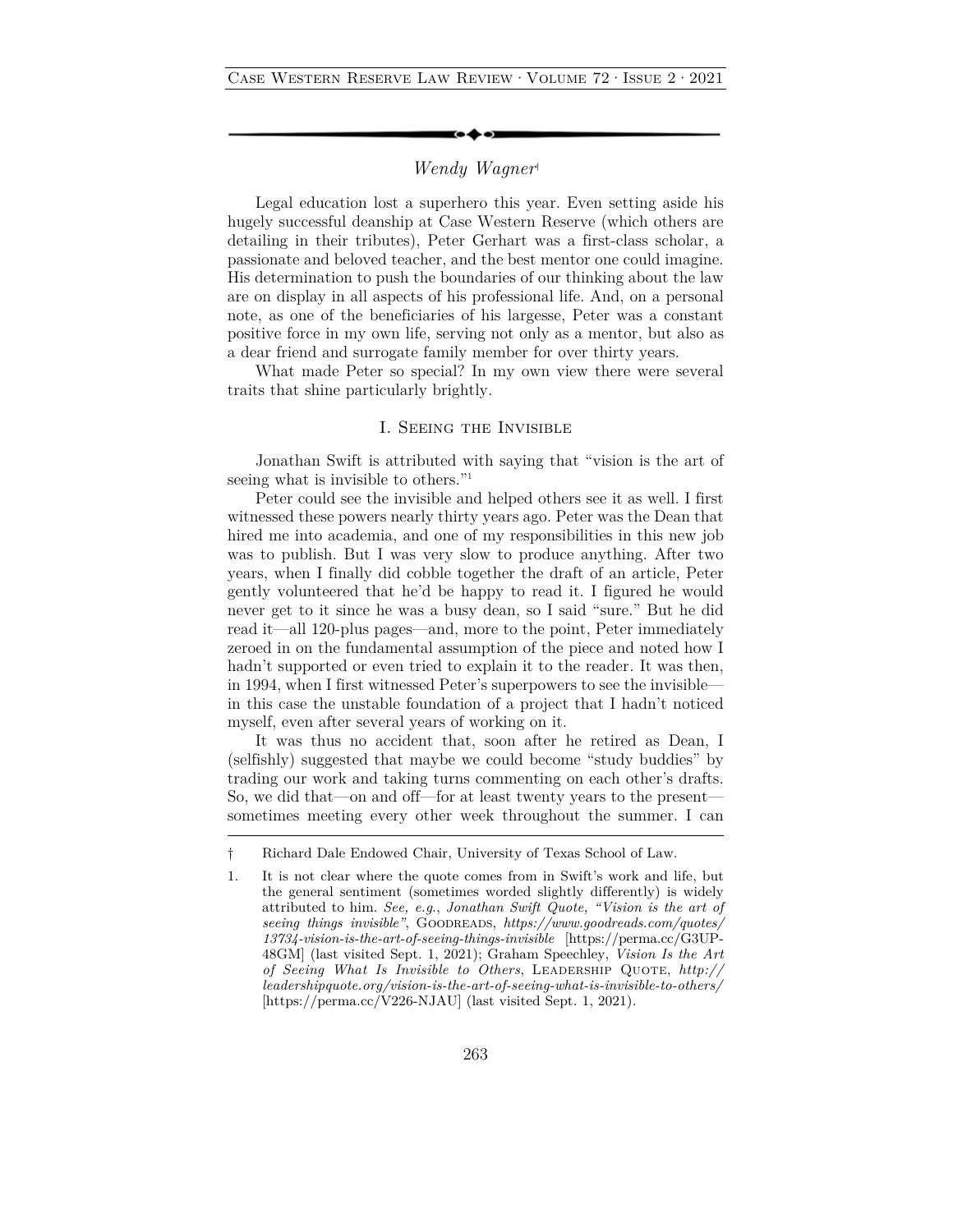*Wendy Wagner*†

Legal education lost a superhero this year. Even setting aside his hugely successful deanship at Case Western Reserve (which others are detailing in their tributes), Peter Gerhart was a first-class scholar, a passionate and beloved teacher, and the best mentor one could imagine. His determination to push the boundaries of our thinking about the law are on display in all aspects of his professional life. And, on a personal note, as one of the beneficiaries of his largesse, Peter was a constant positive force in my own life, serving not only as a mentor, but also as a dear friend and surrogate family member for over thirty years.

What made Peter so special? In my own view there were several traits that shine particularly brightly.

## I. Seeing the Invisible

Jonathan Swift is attributed with saying that "vision is the art of seeing what is invisible to others."[1]

Peter could see the invisible and helped others see it as well. I first witnessed these powers nearly thirty years ago. Peter was the Dean that hired me into academia, and one of my responsibilities in this new job was to publish. But I was very slow to produce anything. After two years, when I finally did cobble together the draft of an article, Peter gently volunteered that he'd be happy to read it. I figured he would never get to it since he was a busy dean, so I said "sure." But he did read it—all 120-plus pages—and, more to the point, Peter immediately zeroed in on the fundamental assumption of the piece and noted how I hadn't supported or even tried to explain it to the reader. It was then, in 1994, when I first witnessed Peter's superpowers to see the invisible—in this case the unstable foundation of a project that I hadn't noticed myself, even after several years of working on it.

It was thus no accident that, soon after he retired as Dean, I (selfishly) suggested that maybe we could become "study buddies" by trading our work and taking turns commenting on each other's drafts. So, we did that—on and off—for at least twenty years to the present—sometimes meeting every other week throughout the summer. I can

---

† Richard Dale Endowed Chair, University of Texas School of Law.

1. It is not clear where the quote comes from in Swift's work and life, but the general sentiment (sometimes worded slightly differently) is widely attributed to him. *See, e.g.*, *Jonathan Swift Quote, "Vision is the art of seeing things invisible"*, Goodreads, *https://www.goodreads.com/quotes/13734-vision-is-the-art-of-seeing-things-invisible* [https://perma.cc/G3UP-48GM] (last visited Sept. 1, 2021); Graham Speechley, *Vision Is the Art of Seeing What Is Invisible to Others*, Leadership Quote, *http://leadershipquote.org/vision-is-the-art-of-seeing-what-is-invisible-to-others/* [https://perma.cc/V226-NJAU] (last visited Sept. 1, 2021).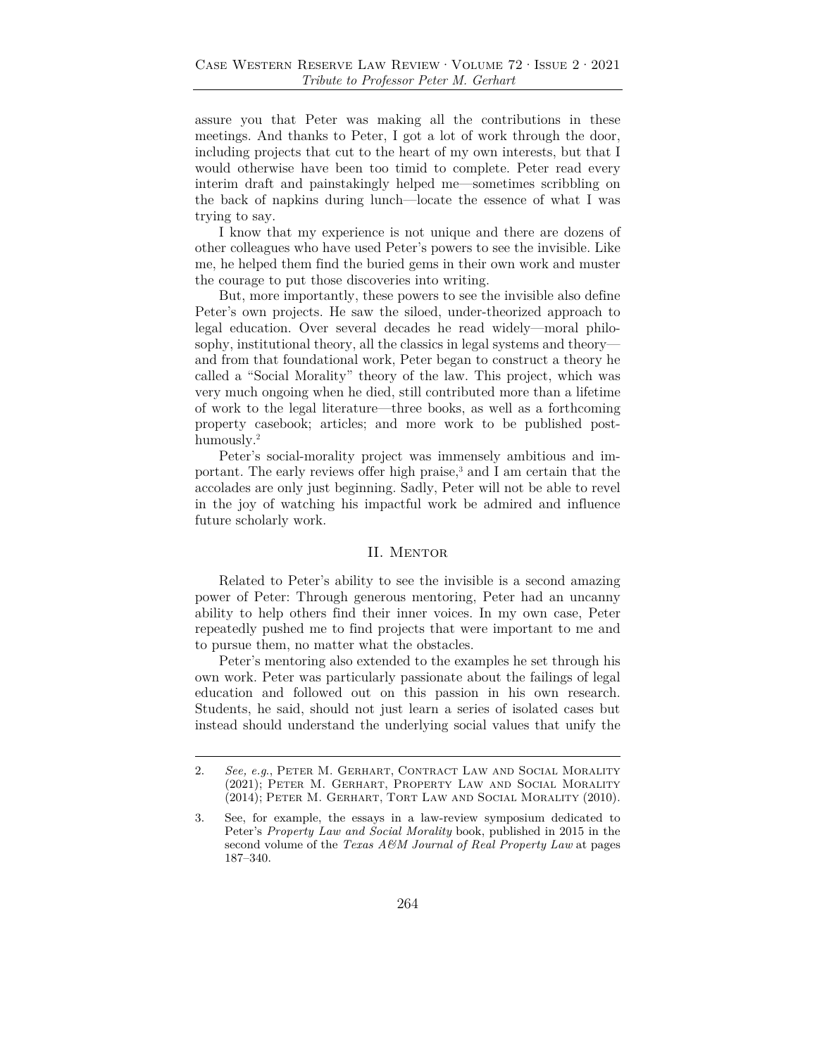assure you that Peter was making all the contributions in these meetings. And thanks to Peter, I got a lot of work through the door, including projects that cut to the heart of my own interests, but that I would otherwise have been too timid to complete. Peter read every interim draft and painstakingly helped me—sometimes scribbling on the back of napkins during lunch—locate the essence of what I was trying to say.

I know that my experience is not unique and there are dozens of other colleagues who have used Peter's powers to see the invisible. Like me, he helped them find the buried gems in their own work and muster the courage to put those discoveries into writing.

But, more importantly, these powers to see the invisible also define Peter's own projects. He saw the siloed, under-theorized approach to legal education. Over several decades he read widely—moral philosophy, institutional theory, all the classics in legal systems and theory—and from that foundational work, Peter began to construct a theory he called a "Social Morality" theory of the law. This project, which was very much ongoing when he died, still contributed more than a lifetime of work to the legal literature—three books, as well as a forthcoming property casebook; articles; and more work to be published posthumously.[2]

Peter's social-morality project was immensely ambitious and important. The early reviews offer high praise,[3] and I am certain that the accolades are only just beginning. Sadly, Peter will not be able to revel in the joy of watching his impactful work be admired and influence future scholarly work.

## II. Mentor

Related to Peter's ability to see the invisible is a second amazing power of Peter: Through generous mentoring, Peter had an uncanny ability to help others find their inner voices. In my own case, Peter repeatedly pushed me to find projects that were important to me and to pursue them, no matter what the obstacles.

Peter's mentoring also extended to the examples he set through his own work. Peter was particularly passionate about the failings of legal education and followed out on this passion in his own research. Students, he said, should not just learn a series of isolated cases but instead should understand the underlying social values that unify the

---

2. *See, e.g.*, Peter M. Gerhart, Contract Law and Social Morality (2021); Peter M. Gerhart, Property Law and Social Morality (2014); Peter M. Gerhart, Tort Law and Social Morality (2010).

3. See, for example, the essays in a law-review symposium dedicated to Peter's *Property Law and Social Morality* book, published in 2015 in the second volume of the *Texas A&M Journal of Real Property Law* at pages 187–340.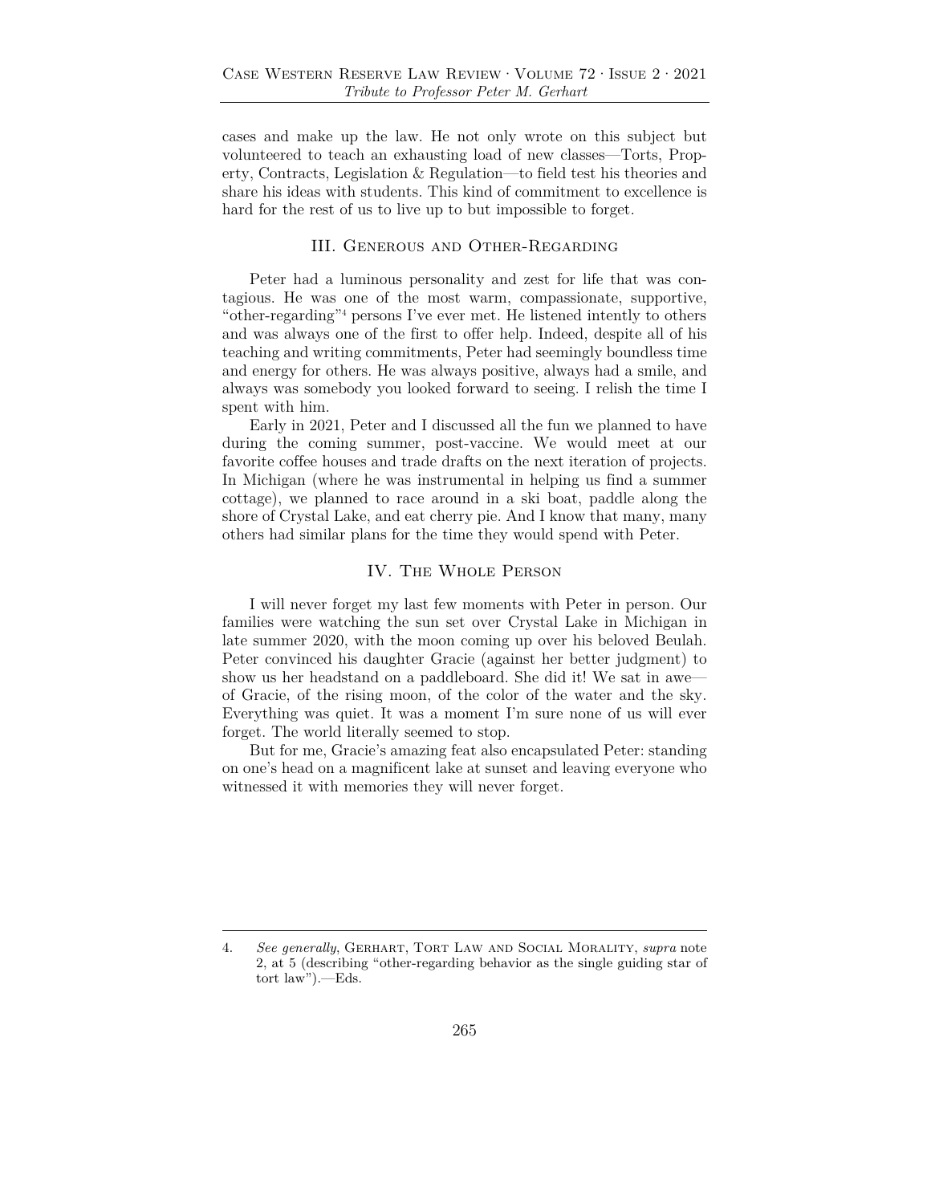cases and make up the law. He not only wrote on this subject but volunteered to teach an exhausting load of new classes—Torts, Property, Contracts, Legislation & Regulation—to field test his theories and share his ideas with students. This kind of commitment to excellence is hard for the rest of us to live up to but impossible to forget.

## III. Generous and Other-Regarding

Peter had a luminous personality and zest for life that was contagious. He was one of the most warm, compassionate, supportive, "other-regarding"[4] persons I've ever met. He listened intently to others and was always one of the first to offer help. Indeed, despite all of his teaching and writing commitments, Peter had seemingly boundless time and energy for others. He was always positive, always had a smile, and always was somebody you looked forward to seeing. I relish the time I spent with him.

Early in 2021, Peter and I discussed all the fun we planned to have during the coming summer, post-vaccine. We would meet at our favorite coffee houses and trade drafts on the next iteration of projects. In Michigan (where he was instrumental in helping us find a summer cottage), we planned to race around in a ski boat, paddle along the shore of Crystal Lake, and eat cherry pie. And I know that many, many others had similar plans for the time they would spend with Peter.

## IV. The Whole Person

I will never forget my last few moments with Peter in person. Our families were watching the sun set over Crystal Lake in Michigan in late summer 2020, with the moon coming up over his beloved Beulah. Peter convinced his daughter Gracie (against her better judgment) to show us her headstand on a paddleboard. She did it! We sat in awe—of Gracie, of the rising moon, of the color of the water and the sky. Everything was quiet. It was a moment I'm sure none of us will ever forget. The world literally seemed to stop.

But for me, Gracie's amazing feat also encapsulated Peter: standing on one's head on a magnificent lake at sunset and leaving everyone who witnessed it with memories they will never forget.

---

4. *See generally*, Gerhart, Tort Law and Social Morality, *supra* note 2, at 5 (describing "other-regarding behavior as the single guiding star of tort law").—Eds.